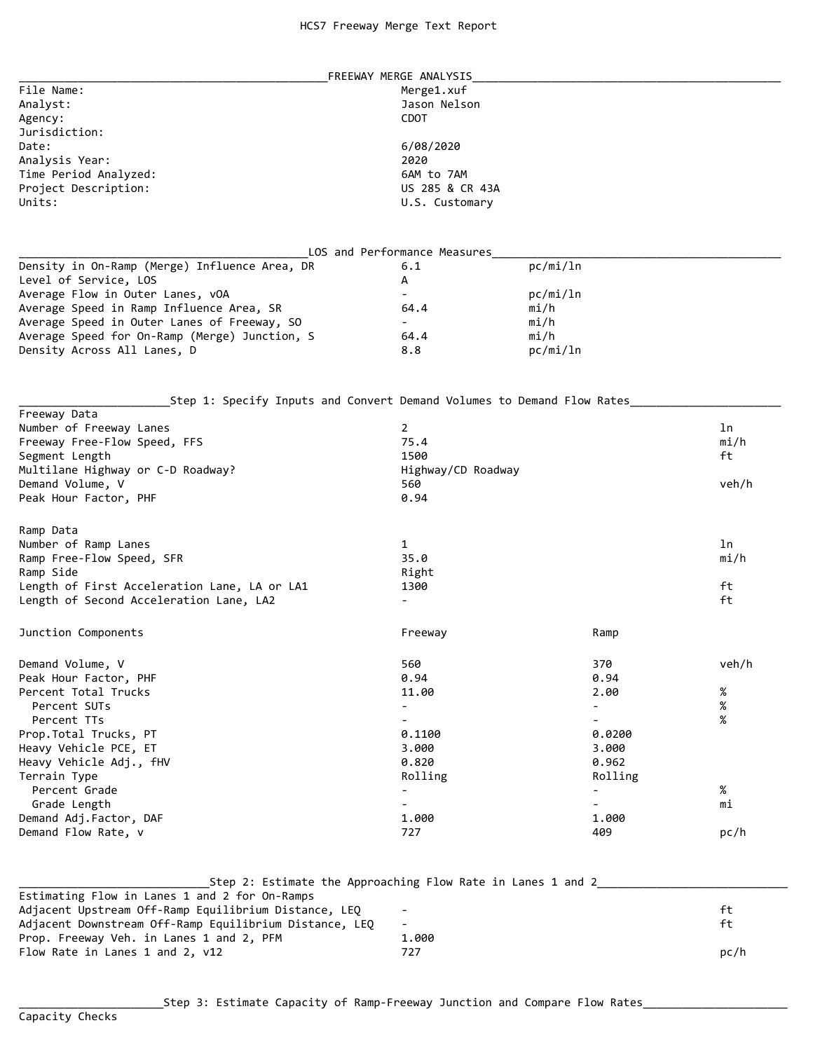# HCS7 Freeway Merge Text Report

## FREEWAY MERGE ANALYSIS

| | |
|---|---|
| File Name: | Merge1.xuf |
| Analyst: | Jason Nelson |
| Agency: | CDOT |
| Jurisdiction: | |
| Date: | 6/08/2020 |
| Analysis Year: | 2020 |
| Time Period Analyzed: | 6AM to 7AM |
| Project Description: | US 285 & CR 43A |
| Units: | U.S. Customary |

## LOS and Performance Measures

| | | |
|---|---|---|
| Density in On-Ramp (Merge) Influence Area, DR | 6.1 | pc/mi/ln |
| Level of Service, LOS | A | |
| Average Flow in Outer Lanes, vOA | - | pc/mi/ln |
| Average Speed in Ramp Influence Area, SR | 64.4 | mi/h |
| Average Speed in Outer Lanes of Freeway, SO | - | mi/h |
| Average Speed for On-Ramp (Merge) Junction, S | 64.4 | mi/h |
| Density Across All Lanes, D | 8.8 | pc/mi/ln |

## Step 1: Specify Inputs and Convert Demand Volumes to Demand Flow Rates

**Freeway Data**

| | | |
|---|---|---|
| Number of Freeway Lanes | 2 | ln |
| Freeway Free-Flow Speed, FFS | 75.4 | mi/h |
| Segment Length | 1500 | ft |
| Multilane Highway or C-D Roadway? | Highway/CD Roadway | |
| Demand Volume, V | 560 | veh/h |
| Peak Hour Factor, PHF | 0.94 | |

**Ramp Data**

| | | |
|---|---|---|
| Number of Ramp Lanes | 1 | ln |
| Ramp Free-Flow Speed, SFR | 35.0 | mi/h |
| Ramp Side | Right | |
| Length of First Acceleration Lane, LA or LA1 | 1300 | ft |
| Length of Second Acceleration Lane, LA2 | - | ft |

| Junction Components | Freeway | Ramp | |
|---|---|---|---|
| Demand Volume, V | 560 | 370 | veh/h |
| Peak Hour Factor, PHF | 0.94 | 0.94 | |
| Percent Total Trucks | 11.00 | 2.00 | % |
| Percent SUTs | - | - | % |
| Percent TTs | - | - | % |
| Prop.Total Trucks, PT | 0.1100 | 0.0200 | |
| Heavy Vehicle PCE, ET | 3.000 | 3.000 | |
| Heavy Vehicle Adj., fHV | 0.820 | 0.962 | |
| Terrain Type | Rolling | Rolling | |
| Percent Grade | - | - | % |
| Grade Length | - | - | mi |
| Demand Adj.Factor, DAF | 1.000 | 1.000 | |
| Demand Flow Rate, v | 727 | 409 | pc/h |

## Step 2: Estimate the Approaching Flow Rate in Lanes 1 and 2

**Estimating Flow in Lanes 1 and 2 for On-Ramps**

| | | |
|---|---|---|
| Adjacent Upstream Off-Ramp Equilibrium Distance, LEQ | - | ft |
| Adjacent Downstream Off-Ramp Equilibrium Distance, LEQ | - | ft |
| Prop. Freeway Veh. in Lanes 1 and 2, PFM | 1.000 | |
| Flow Rate in Lanes 1 and 2, v12 | 727 | pc/h |

## Step 3: Estimate Capacity of Ramp-Freeway Junction and Compare Flow Rates

**Capacity Checks**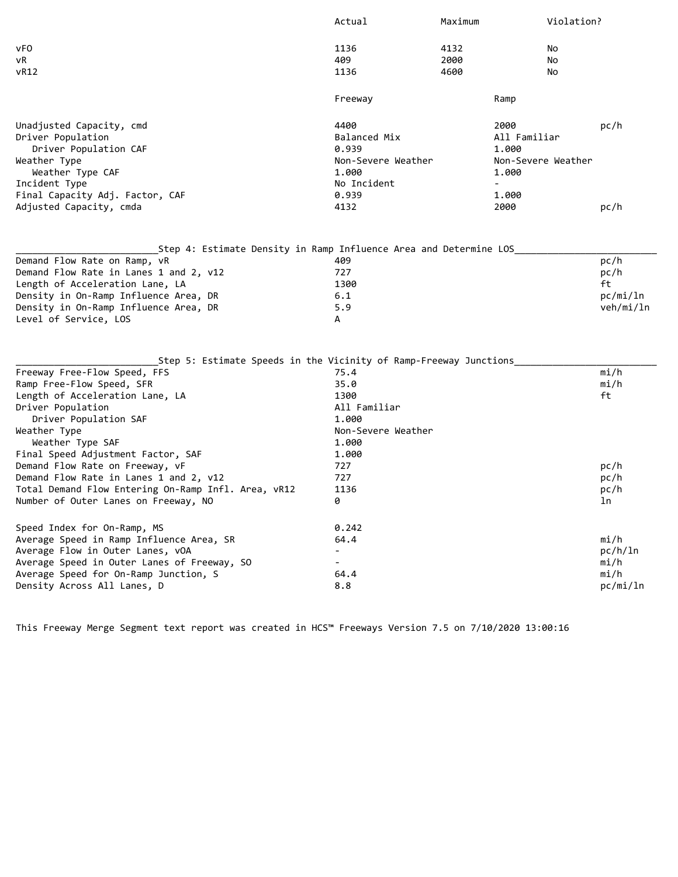| | Actual | Maximum | Violation? |
|---|---|---|---|
| vFO | 1136 | 4132 | No |
| vR | 409 | 2000 | No |
| vR12 | 1136 | 4600 | No |

| | Freeway | Ramp | |
|---|---|---|---|
| Unadjusted Capacity, cmd | 4400 | 2000 | pc/h |
| Driver Population | Balanced Mix | All Familiar | |
| Driver Population CAF | 0.939 | 1.000 | |
| Weather Type | Non-Severe Weather | Non-Severe Weather | |
| Weather Type CAF | 1.000 | 1.000 | |
| Incident Type | No Incident | - | |
| Final Capacity Adj. Factor, CAF | 0.939 | 1.000 | |
| Adjusted Capacity, cmda | 4132 | 2000 | pc/h |

## Step 4: Estimate Density in Ramp Influence Area and Determine LOS

| | | |
|---|---|---|
| Demand Flow Rate on Ramp, vR | 409 | pc/h |
| Demand Flow Rate in Lanes 1 and 2, v12 | 727 | pc/h |
| Length of Acceleration Lane, LA | 1300 | ft |
| Density in On-Ramp Influence Area, DR | 6.1 | pc/mi/ln |
| Density in On-Ramp Influence Area, DR | 5.9 | veh/mi/ln |
| Level of Service, LOS | A | |

## Step 5: Estimate Speeds in the Vicinity of Ramp-Freeway Junctions

| | | |
|---|---|---|
| Freeway Free-Flow Speed, FFS | 75.4 | mi/h |
| Ramp Free-Flow Speed, SFR | 35.0 | mi/h |
| Length of Acceleration Lane, LA | 1300 | ft |
| Driver Population | All Familiar | |
| Driver Population SAF | 1.000 | |
| Weather Type | Non-Severe Weather | |
| Weather Type SAF | 1.000 | |
| Final Speed Adjustment Factor, SAF | 1.000 | |
| Demand Flow Rate on Freeway, vF | 727 | pc/h |
| Demand Flow Rate in Lanes 1 and 2, v12 | 727 | pc/h |
| Total Demand Flow Entering On-Ramp Infl. Area, vR12 | 1136 | pc/h |
| Number of Outer Lanes on Freeway, NO | 0 | ln |
| Speed Index for On-Ramp, MS | 0.242 | |
| Average Speed in Ramp Influence Area, SR | 64.4 | mi/h |
| Average Flow in Outer Lanes, vOA | - | pc/h/ln |
| Average Speed in Outer Lanes of Freeway, SO | - | mi/h |
| Average Speed for On-Ramp Junction, S | 64.4 | mi/h |
| Density Across All Lanes, D | 8.8 | pc/mi/ln |

This Freeway Merge Segment text report was created in HCS™ Freeways Version 7.5 on 7/10/2020 13:00:16